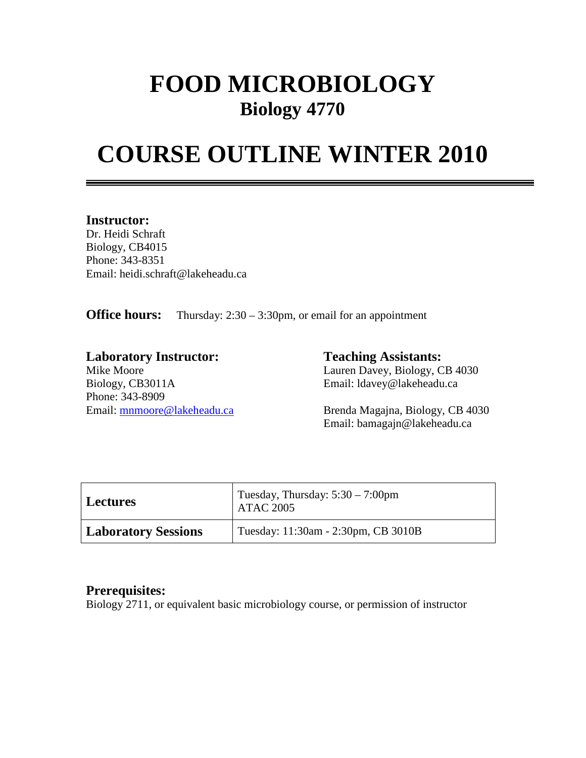# FOOD MICROBIOLOGY
## Biology 4770

# COURSE OUTLINE WINTER 2010

---

**Instructor:**
Dr. Heidi Schraft
Biology, CB4015
Phone: 343-8351
Email: heidi.schraft@lakeheadu.ca

**Office hours:** Thursday: 2:30 – 3:30pm, or email for an appointment

**Laboratory Instructor:**
Mike Moore
Biology, CB3011A
Phone: 343-8909
Email: mnmoore@lakeheadu.ca

**Teaching Assistants:**
Lauren Davey, Biology, CB 4030
Email: ldavey@lakeheadu.ca

Brenda Magajna, Biology, CB 4030
Email: bamagajn@lakeheadu.ca

| | |
|---|---|
| **Lectures** | Tuesday, Thursday: 5:30 – 7:00pm<br>ATAC 2005 |
| **Laboratory Sessions** | Tuesday: 11:30am - 2:30pm, CB 3010B |

**Prerequisites:**
Biology 2711, or equivalent basic microbiology course, or permission of instructor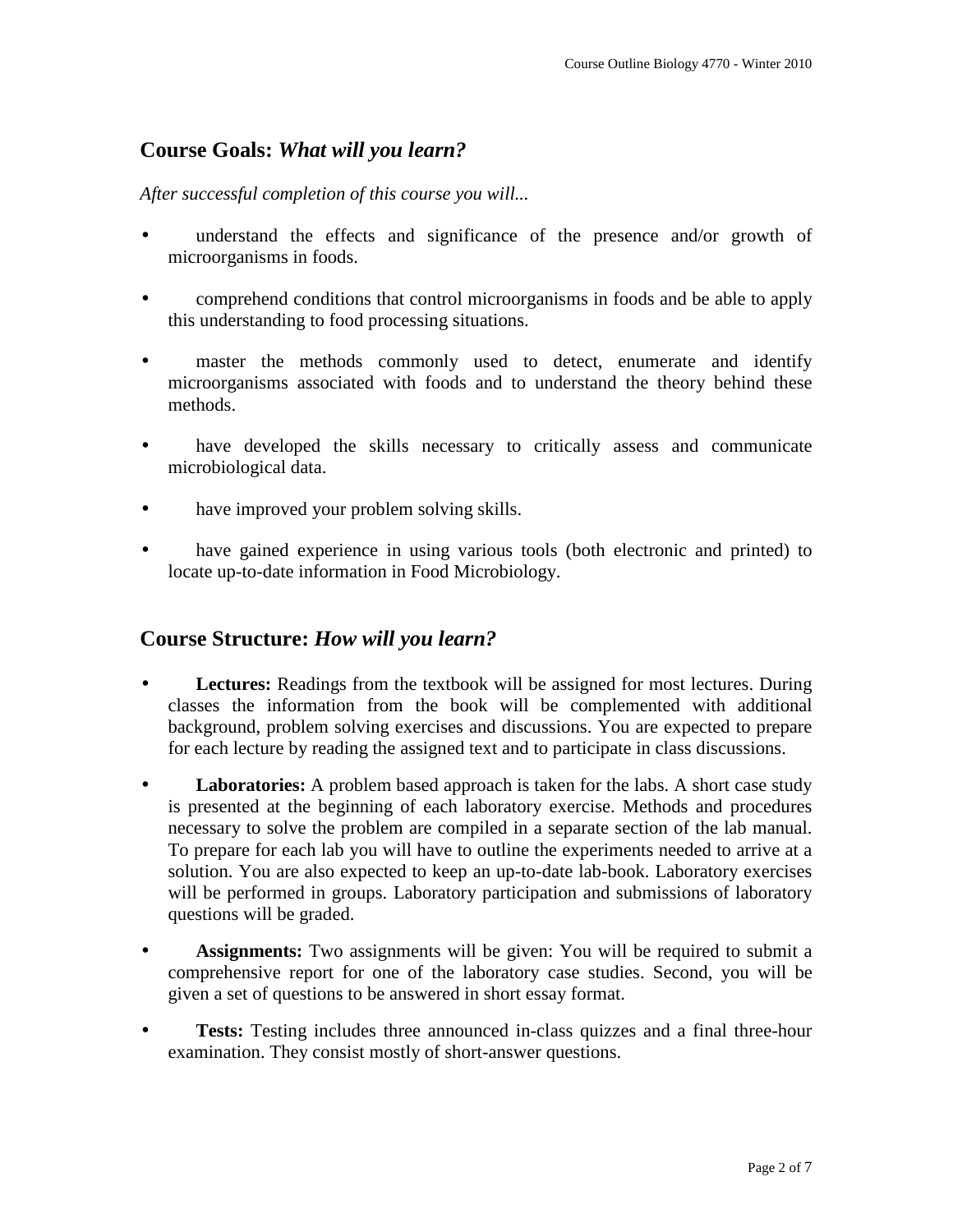## Course Goals: *What will you learn?*

*After successful completion of this course you will...*

- understand the effects and significance of the presence and/or growth of microorganisms in foods.
- comprehend conditions that control microorganisms in foods and be able to apply this understanding to food processing situations.
- master the methods commonly used to detect, enumerate and identify microorganisms associated with foods and to understand the theory behind these methods.
- have developed the skills necessary to critically assess and communicate microbiological data.
- have improved your problem solving skills.
- have gained experience in using various tools (both electronic and printed) to locate up-to-date information in Food Microbiology.

## Course Structure: *How will you learn?*

- **Lectures:** Readings from the textbook will be assigned for most lectures. During classes the information from the book will be complemented with additional background, problem solving exercises and discussions. You are expected to prepare for each lecture by reading the assigned text and to participate in class discussions.
- **Laboratories:** A problem based approach is taken for the labs. A short case study is presented at the beginning of each laboratory exercise. Methods and procedures necessary to solve the problem are compiled in a separate section of the lab manual. To prepare for each lab you will have to outline the experiments needed to arrive at a solution. You are also expected to keep an up-to-date lab-book. Laboratory exercises will be performed in groups. Laboratory participation and submissions of laboratory questions will be graded.
- **Assignments:** Two assignments will be given: You will be required to submit a comprehensive report for one of the laboratory case studies. Second, you will be given a set of questions to be answered in short essay format.
- **Tests:** Testing includes three announced in-class quizzes and a final three-hour examination. They consist mostly of short-answer questions.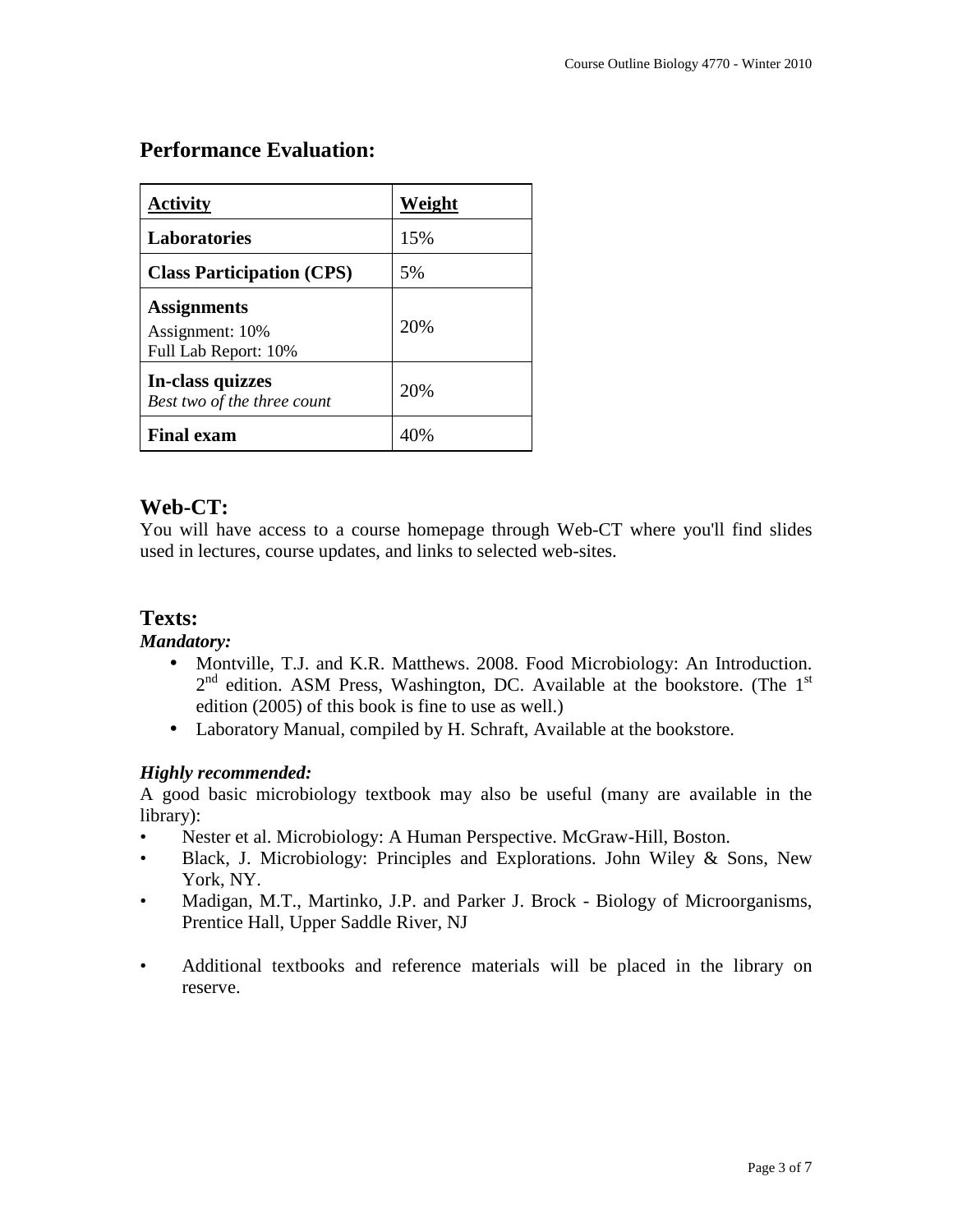## Performance Evaluation:

| Activity | Weight |
|---|---|
| **Laboratories** | 15% |
| **Class Participation (CPS)** | 5% |
| **Assignments**<br>Assignment: 10%<br>Full Lab Report: 10% | 20% |
| **In-class quizzes**<br>*Best two of the three count* | 20% |
| **Final exam** | 40% |

## Web-CT:

You will have access to a course homepage through Web-CT where you'll find slides used in lectures, course updates, and links to selected web-sites.

## Texts:

***Mandatory:***

- Montville, T.J. and K.R. Matthews. 2008. Food Microbiology: An Introduction. 2nd edition. ASM Press, Washington, DC. Available at the bookstore. (The 1st edition (2005) of this book is fine to use as well.)
- Laboratory Manual, compiled by H. Schraft, Available at the bookstore.

***Highly recommended:***

A good basic microbiology textbook may also be useful (many are available in the library):

- Nester et al. Microbiology: A Human Perspective. McGraw-Hill, Boston.
- Black, J. Microbiology: Principles and Explorations. John Wiley & Sons, New York, NY.
- Madigan, M.T., Martinko, J.P. and Parker J. Brock - Biology of Microorganisms, Prentice Hall, Upper Saddle River, NJ

- Additional textbooks and reference materials will be placed in the library on reserve.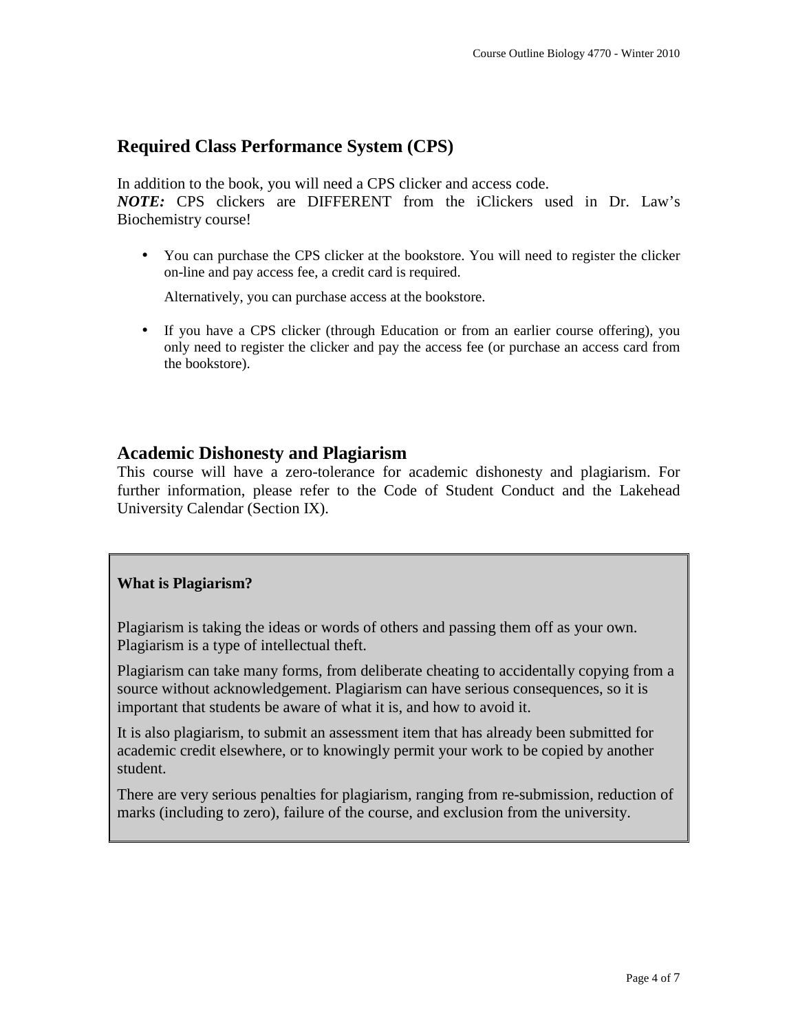## Required Class Performance System (CPS)

In addition to the book, you will need a CPS clicker and access code.
***NOTE:*** CPS clickers are DIFFERENT from the iClickers used in Dr. Law's Biochemistry course!

- You can purchase the CPS clicker at the bookstore. You will need to register the clicker on-line and pay access fee, a credit card is required.

  Alternatively, you can purchase access at the bookstore.

- If you have a CPS clicker (through Education or from an earlier course offering), you only need to register the clicker and pay the access fee (or purchase an access card from the bookstore).

## Academic Dishonesty and Plagiarism

This course will have a zero-tolerance for academic dishonesty and plagiarism. For further information, please refer to the Code of Student Conduct and the Lakehead University Calendar (Section IX).

**What is Plagiarism?**

Plagiarism is taking the ideas or words of others and passing them off as your own. Plagiarism is a type of intellectual theft.

Plagiarism can take many forms, from deliberate cheating to accidentally copying from a source without acknowledgement. Plagiarism can have serious consequences, so it is important that students be aware of what it is, and how to avoid it.

It is also plagiarism, to submit an assessment item that has already been submitted for academic credit elsewhere, or to knowingly permit your work to be copied by another student.

There are very serious penalties for plagiarism, ranging from re-submission, reduction of marks (including to zero), failure of the course, and exclusion from the university.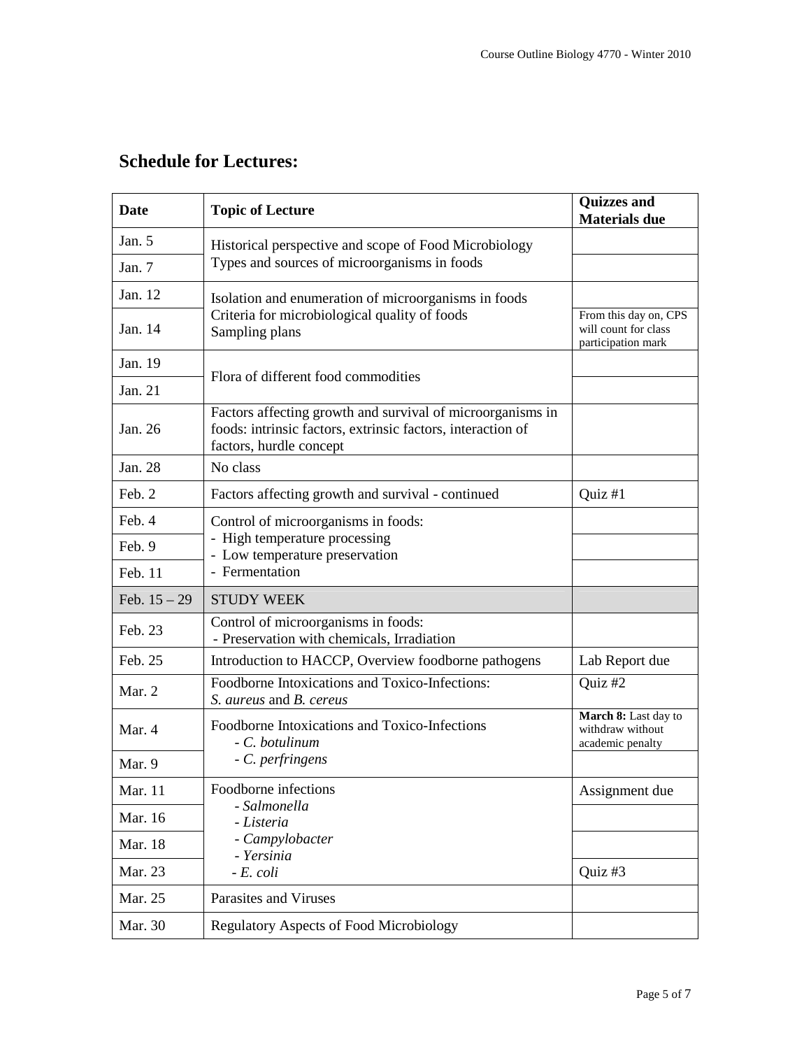## Schedule for Lectures:

| Date | Topic of Lecture | Quizzes and Materials due |
|---|---|---|
| Jan. 5 | Historical perspective and scope of Food Microbiology<br>Types and sources of microorganisms in foods | |
| Jan. 7 | | |
| Jan. 12 | Isolation and enumeration of microorganisms in foods<br>Criteria for microbiological quality of foods<br>Sampling plans | |
| Jan. 14 | | From this day on, CPS will count for class participation mark |
| Jan. 19 | Flora of different food commodities | |
| Jan. 21 | | |
| Jan. 26 | Factors affecting growth and survival of microorganisms in foods: intrinsic factors, extrinsic factors, interaction of factors, hurdle concept | |
| Jan. 28 | No class | |
| Feb. 2 | Factors affecting growth and survival - continued | Quiz #1 |
| Feb. 4 | Control of microorganisms in foods:<br>- High temperature processing<br>- Low temperature preservation<br>- Fermentation | |
| Feb. 9 | | |
| Feb. 11 | | |
| Feb. 15 – 29 | STUDY WEEK | |
| Feb. 23 | Control of microorganisms in foods:<br>- Preservation with chemicals, Irradiation | |
| Feb. 25 | Introduction to HACCP, Overview foodborne pathogens | Lab Report due |
| Mar. 2 | Foodborne Intoxications and Toxico-Infections:<br>*S. aureus* and *B. cereus* | Quiz #2 |
| Mar. 4 | Foodborne Intoxications and Toxico-Infections<br>- *C. botulinum*<br>- *C. perfringens* | **March 8:** Last day to withdraw without academic penalty |
| Mar. 9 | | |
| Mar. 11 | Foodborne infections<br>- *Salmonella*<br>- *Listeria*<br>- *Campylobacter*<br>- *Yersinia*<br>- *E. coli* | Assignment due |
| Mar. 16 | | |
| Mar. 18 | | |
| Mar. 23 | | Quiz #3 |
| Mar. 25 | Parasites and Viruses | |
| Mar. 30 | Regulatory Aspects of Food Microbiology | |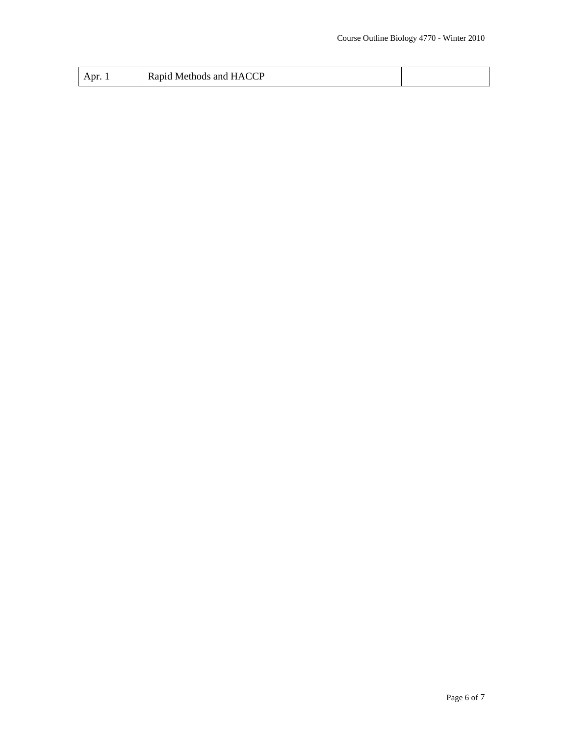| | | |
|---|---|---|
| Apr. 1 | Rapid Methods and HACCP | |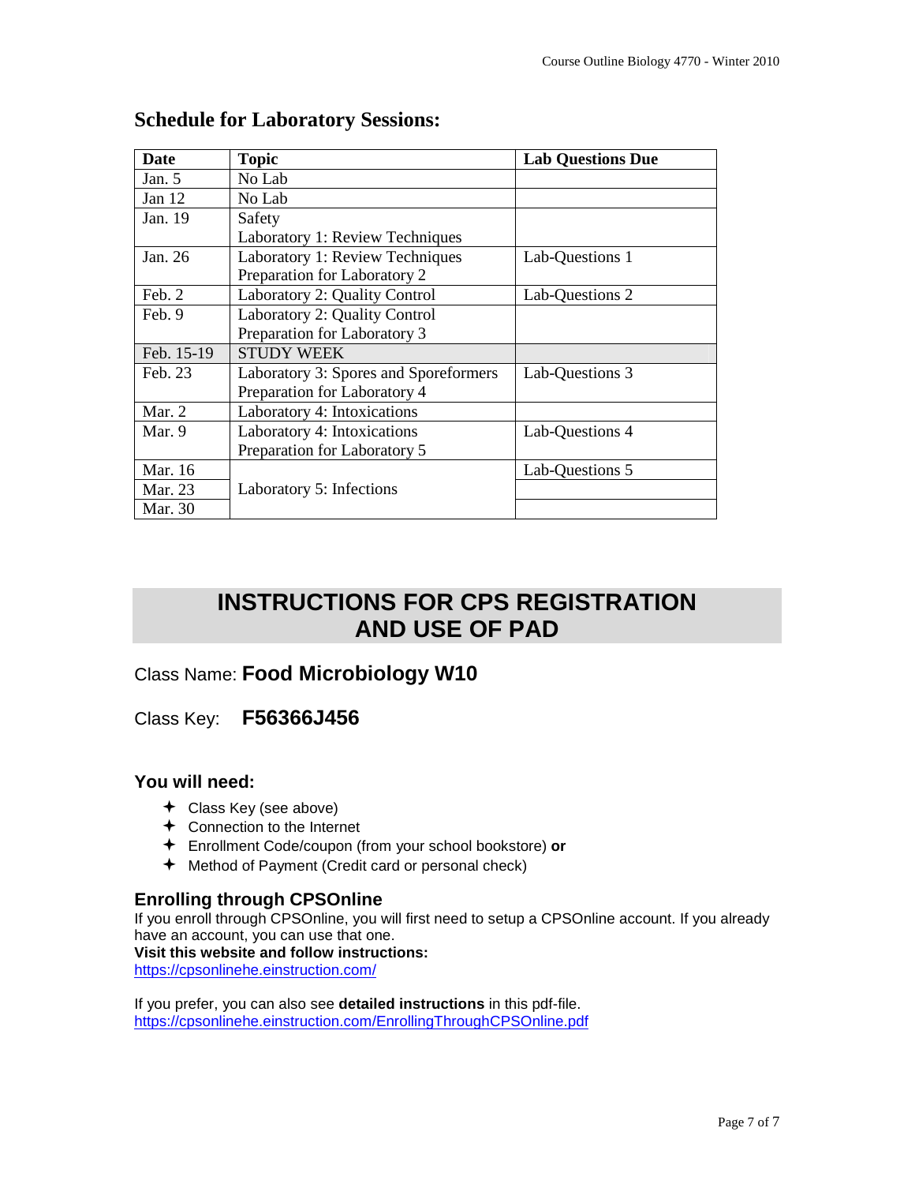## Schedule for Laboratory Sessions:

| Date | Topic | Lab Questions Due |
|---|---|---|
| Jan. 5 | No Lab | |
| Jan 12 | No Lab | |
| Jan. 19 | Safety<br>Laboratory 1: Review Techniques | |
| Jan. 26 | Laboratory 1: Review Techniques<br>Preparation for Laboratory 2 | Lab-Questions 1 |
| Feb. 2 | Laboratory 2: Quality Control | Lab-Questions 2 |
| Feb. 9 | Laboratory 2: Quality Control<br>Preparation for Laboratory 3 | |
| Feb. 15-19 | STUDY WEEK | |
| Feb. 23 | Laboratory 3: Spores and Sporeformers<br>Preparation for Laboratory 4 | Lab-Questions 3 |
| Mar. 2 | Laboratory 4: Intoxications | |
| Mar. 9 | Laboratory 4: Intoxications<br>Preparation for Laboratory 5 | Lab-Questions 4 |
| Mar. 16 | Laboratory 5: Infections | Lab-Questions 5 |
| Mar. 23 | | |
| Mar. 30 | | |

# INSTRUCTIONS FOR CPS REGISTRATION AND USE OF PAD

Class Name: **Food Microbiology W10**

Class Key: **F56366J456**

### You will need:

- Class Key (see above)
- Connection to the Internet
- Enrollment Code/coupon (from your school bookstore) **or**
- Method of Payment (Credit card or personal check)

### Enrolling through CPSOnline

If you enroll through CPSOnline, you will first need to setup a CPSOnline account. If you already have an account, you can use that one.
**Visit this website and follow instructions:**
https://cpsonlinehe.einstruction.com/

If you prefer, you can also see **detailed instructions** in this pdf-file.
https://cpsonlinehe.einstruction.com/EnrollingThroughCPSOnline.pdf